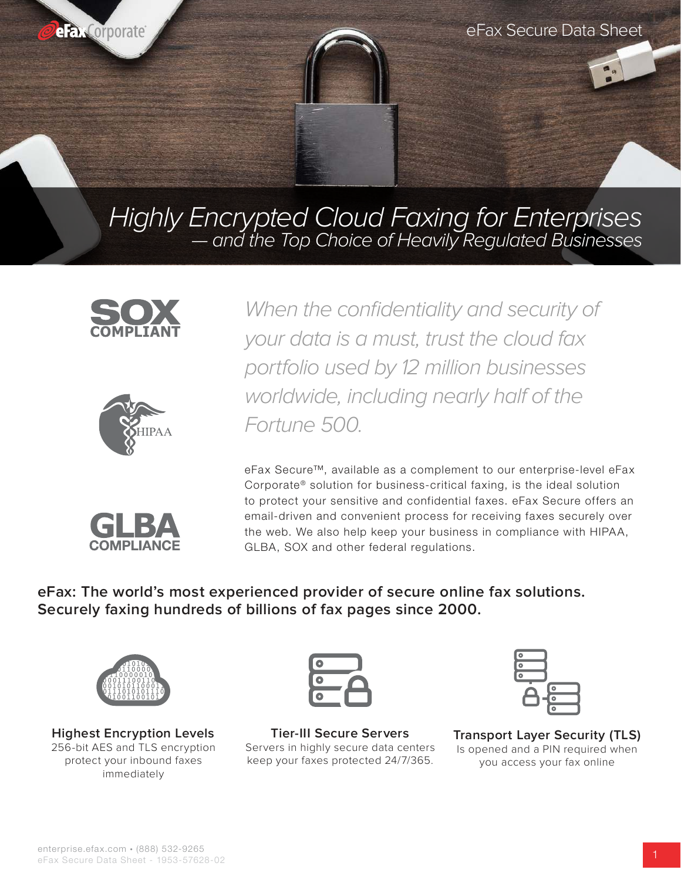eFax Corporate®

eFax Secure Data Sheet

# *Highly Encrypted Cloud Faxing for Enterprises — and the Top Choice of Heavily Regulated Businesses*

SOX COMPLIANT

HIPAA

GLBA COMPLIANCE

*When the confidentiality and security of your data is a must, trust the cloud fax portfolio used by 12 million businesses worldwide, including nearly half of the Fortune 500.*

eFax Secure™, available as a complement to our enterprise-level eFax Corporate® solution for business-critical faxing, is the ideal solution to protect your sensitive and confidential faxes. eFax Secure offers an email-driven and convenient process for receiving faxes securely over the web. We also help keep your business in compliance with HIPAA, GLBA, SOX and other federal regulations.

**eFax: The world's most experienced provider of secure online fax solutions. Securely faxing hundreds of billions of fax pages since 2000.**

**Highest Encryption Levels**
256-bit AES and TLS encryption protect your inbound faxes immediately

**Tier-III Secure Servers**
Servers in highly secure data centers keep your faxes protected 24/7/365.

**Transport Layer Security (TLS)**
Is opened and a PIN required when you access your fax online

enterprise.efax.com • (888) 532-9265
eFax Secure Data Sheet - 1953-57628-02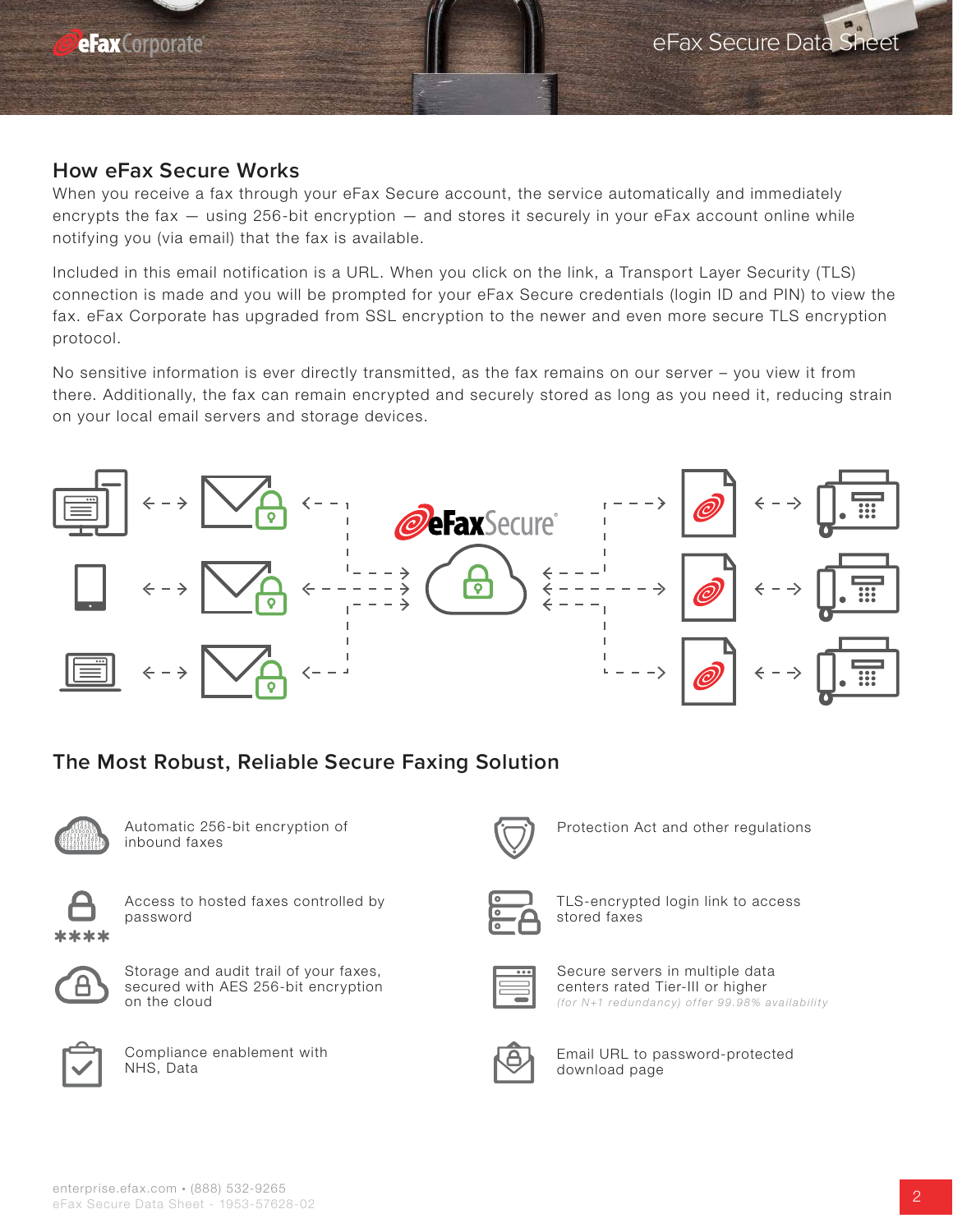## How eFax Secure Works

When you receive a fax through your eFax Secure account, the service automatically and immediately encrypts the fax — using 256-bit encryption — and stores it securely in your eFax account online while notifying you (via email) that the fax is available.

Included in this email notification is a URL. When you click on the link, a Transport Layer Security (TLS) connection is made and you will be prompted for your eFax Secure credentials (login ID and PIN) to view the fax. eFax Corporate has upgraded from SSL encryption to the newer and even more secure TLS encryption protocol.

No sensitive information is ever directly transmitted, as the fax remains on our server – you view it from there. Additionally, the fax can remain encrypted and securely stored as long as you need it, reducing strain on your local email servers and storage devices.

## The Most Robust, Reliable Secure Faxing Solution

- Automatic 256-bit encryption of inbound faxes
- Access to hosted faxes controlled by password
- Storage and audit trail of your faxes, secured with AES 256-bit encryption on the cloud
- Compliance enablement with NHS, Data Protection Act and other regulations
- TLS-encrypted login link to access stored faxes
- Secure servers in multiple data centers rated Tier-III or higher *(for N+1 redundancy) offer 99.98% availability*
- Email URL to password-protected download page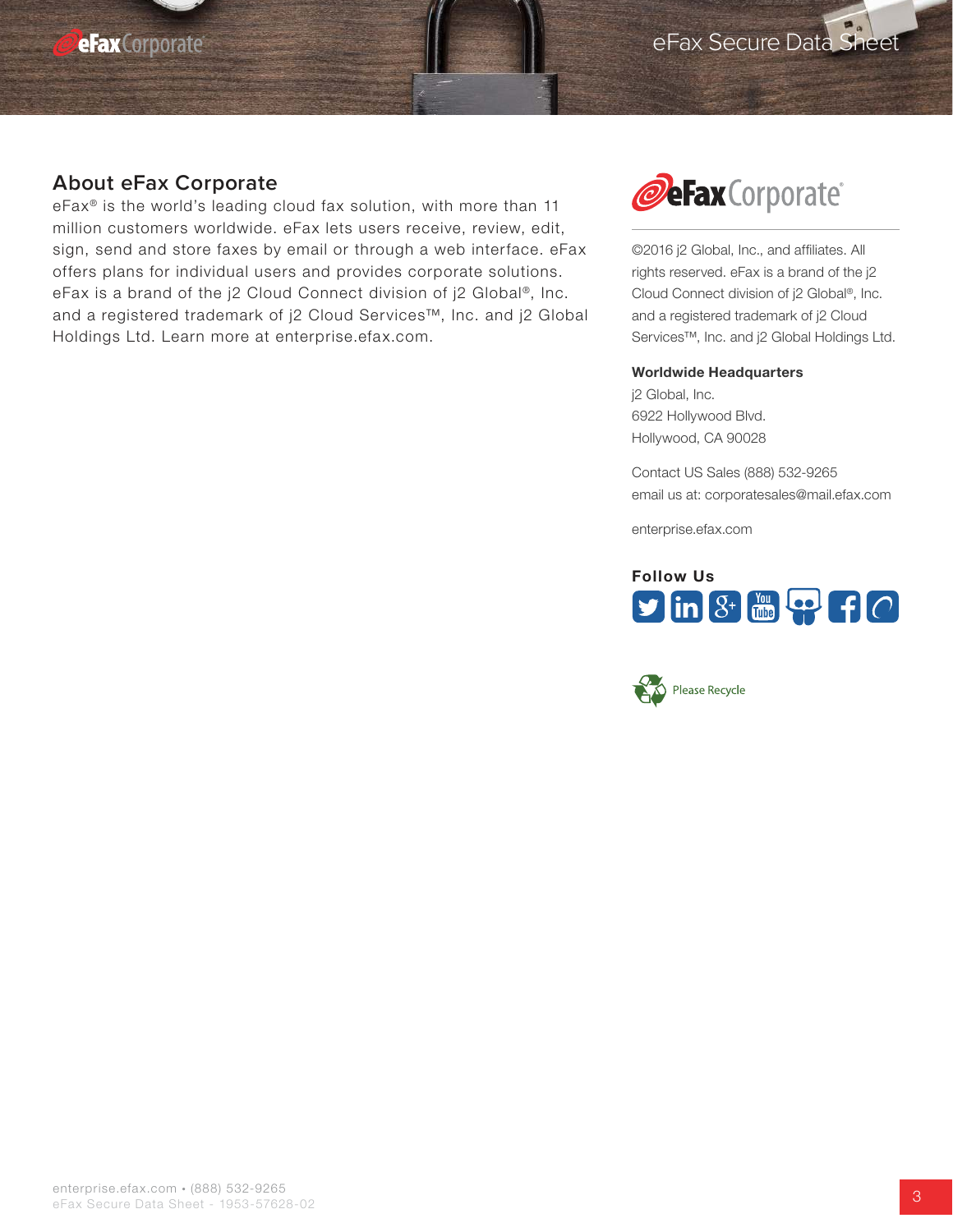## About eFax Corporate

eFax® is the world's leading cloud fax solution, with more than 11 million customers worldwide. eFax lets users receive, review, edit, sign, send and store faxes by email or through a web interface. eFax offers plans for individual users and provides corporate solutions. eFax is a brand of the j2 Cloud Connect division of j2 Global®, Inc. and a registered trademark of j2 Cloud Services™, Inc. and j2 Global Holdings Ltd. Learn more at enterprise.efax.com.

©2016 j2 Global, Inc., and affiliates. All rights reserved. eFax is a brand of the j2 Cloud Connect division of j2 Global®, Inc. and a registered trademark of j2 Cloud Services™, Inc. and j2 Global Holdings Ltd.

**Worldwide Headquarters**

j2 Global, Inc.
6922 Hollywood Blvd.
Hollywood, CA 90028

Contact US Sales (888) 532-9265
email us at: corporatesales@mail.efax.com

enterprise.efax.com

**Follow Us**

Please Recycle

eFax Secure Data Sheet - 1953-57628-02